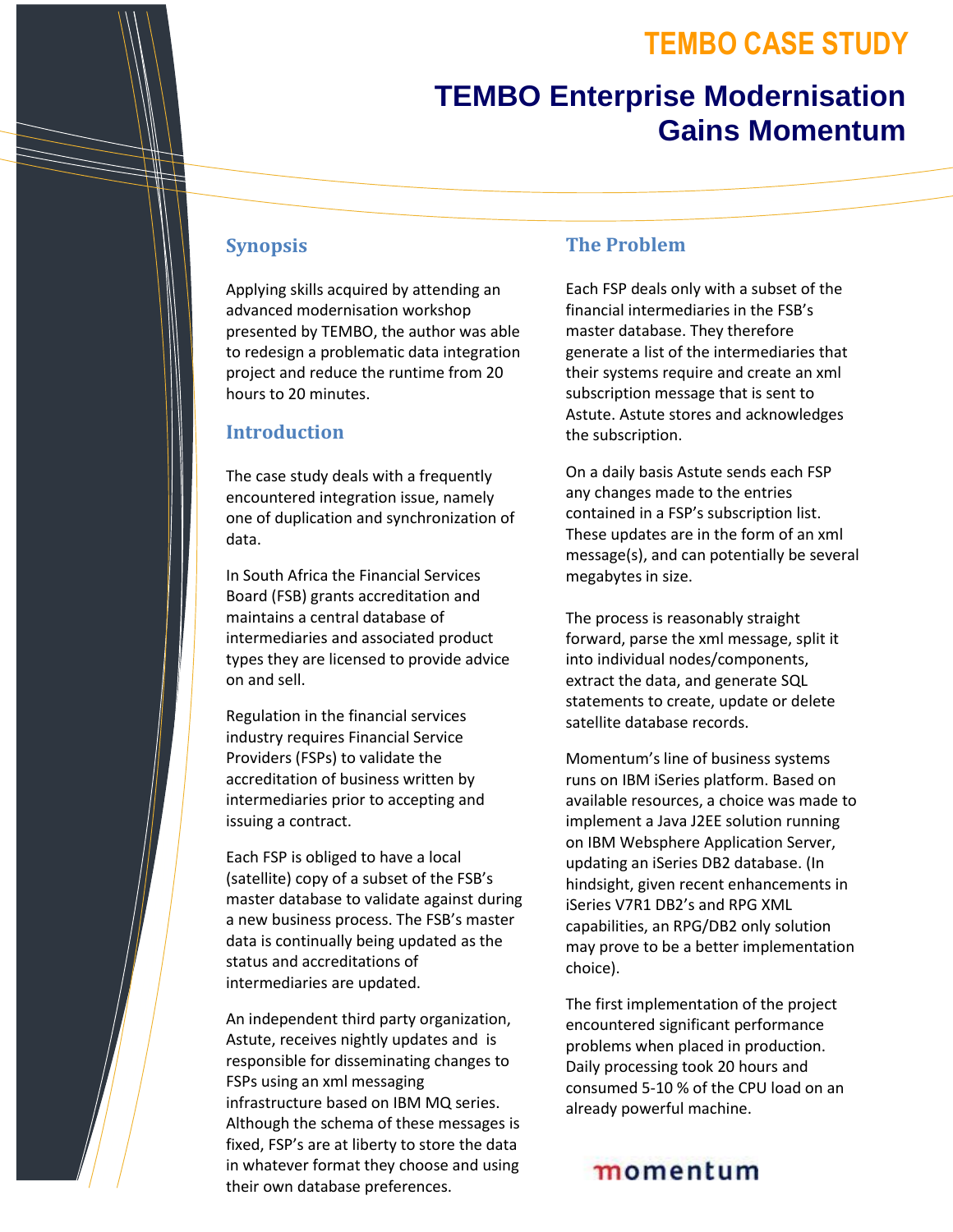# TEMBO CASE STUDY

# TEMBO Enterprise Modernisation Gains Momentum

## Synopsis

Applying skills acquired by attending an advanced modernisation workshop presented by TEMBO, the author was able to redesign a problematic data integration project and reduce the runtime from 20 hours to 20 minutes.

## Introduction

The case study deals with a frequently encountered integration issue, namely one of duplication and synchronization of data.

In South Africa the Financial Services Board (FSB) grants accreditation and maintains a central database of intermediaries and associated product types they are licensed to provide advice on and sell.

Regulation in the financial services industry requires Financial Service Providers (FSPs) to validate the accreditation of business written by intermediaries prior to accepting and issuing a contract.

Each FSP is obliged to have a local (satellite) copy of a subset of the FSB's master database to validate against during a new business process. The FSB's master data is continually being updated as the status and accreditations of intermediaries are updated.

An independent third party organization, Astute, receives nightly updates and is responsible for disseminating changes to FSPs using an xml messaging infrastructure based on IBM MQ series. Although the schema of these messages is fixed, FSP's are at liberty to store the data in whatever format they choose and using their own database preferences.

## The Problem

Each FSP deals only with a subset of the financial intermediaries in the FSB's master database. They therefore generate a list of the intermediaries that their systems require and create an xml subscription message that is sent to Astute. Astute stores and acknowledges the subscription.

On a daily basis Astute sends each FSP any changes made to the entries contained in a FSP's subscription list. These updates are in the form of an xml message(s), and can potentially be several megabytes in size.

The process is reasonably straight forward, parse the xml message, split it into individual nodes/components, extract the data, and generate SQL statements to create, update or delete satellite database records.

Momentum's line of business systems runs on IBM iSeries platform. Based on available resources, a choice was made to implement a Java J2EE solution running on IBM Websphere Application Server, updating an iSeries DB2 database. (In hindsight, given recent enhancements in iSeries V7R1 DB2's and RPG XML capabilities, an RPG/DB2 only solution may prove to be a better implementation choice).

The first implementation of the project encountered significant performance problems when placed in production. Daily processing took 20 hours and consumed 5-10 % of the CPU load on an already powerful machine.

momentum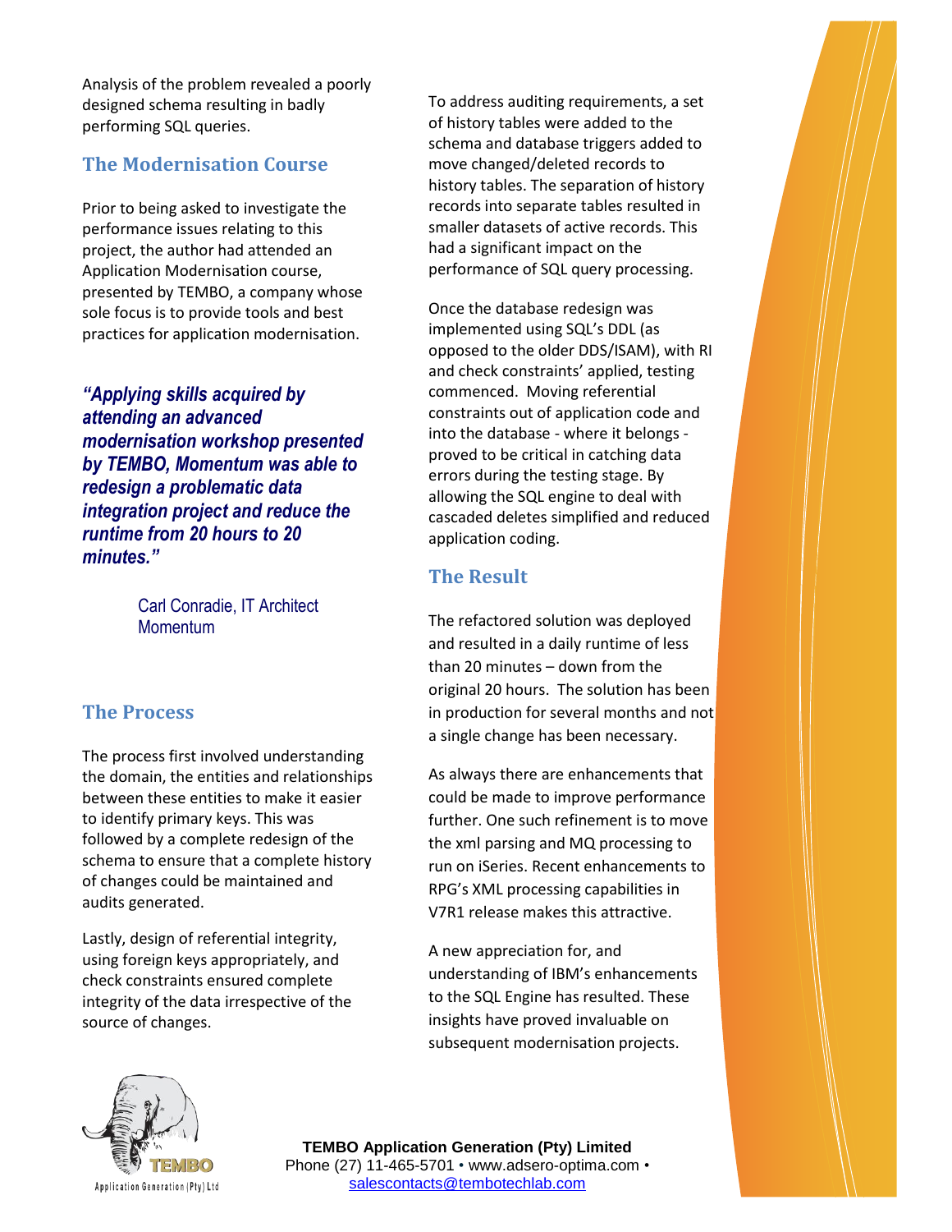Analysis of the problem revealed a poorly designed schema resulting in badly performing SQL queries.

## The Modernisation Course

Prior to being asked to investigate the performance issues relating to this project, the author had attended an Application Modernisation course, presented by TEMBO, a company whose sole focus is to provide tools and best practices for application modernisation.

***"Applying skills acquired by attending an advanced modernisation workshop presented by TEMBO, Momentum was able to redesign a problematic data integration project and reduce the runtime from 20 hours to 20 minutes."***

Carl Conradie, IT Architect
Momentum

## The Process

The process first involved understanding the domain, the entities and relationships between these entities to make it easier to identify primary keys. This was followed by a complete redesign of the schema to ensure that a complete history of changes could be maintained and audits generated.

Lastly, design of referential integrity, using foreign keys appropriately, and check constraints ensured complete integrity of the data irrespective of the source of changes.

To address auditing requirements, a set of history tables were added to the schema and database triggers added to move changed/deleted records to history tables. The separation of history records into separate tables resulted in smaller datasets of active records. This had a significant impact on the performance of SQL query processing.

Once the database redesign was implemented using SQL's DDL (as opposed to the older DDS/ISAM), with RI and check constraints' applied, testing commenced. Moving referential constraints out of application code and into the database - where it belongs - proved to be critical in catching data errors during the testing stage. By allowing the SQL engine to deal with cascaded deletes simplified and reduced application coding.

## The Result

The refactored solution was deployed and resulted in a daily runtime of less than 20 minutes – down from the original 20 hours. The solution has been in production for several months and not a single change has been necessary.

As always there are enhancements that could be made to improve performance further. One such refinement is to move the xml parsing and MQ processing to run on iSeries. Recent enhancements to RPG's XML processing capabilities in V7R1 release makes this attractive.

A new appreciation for, and understanding of IBM's enhancements to the SQL Engine has resulted. These insights have proved invaluable on subsequent modernisation projects.

TEMBO
Application Generation (Pty) Ltd

**TEMBO Application Generation (Pty) Limited**
Phone (27) 11-465-5701 • www.adsero-optima.com • salescontacts@tembotechlab.com